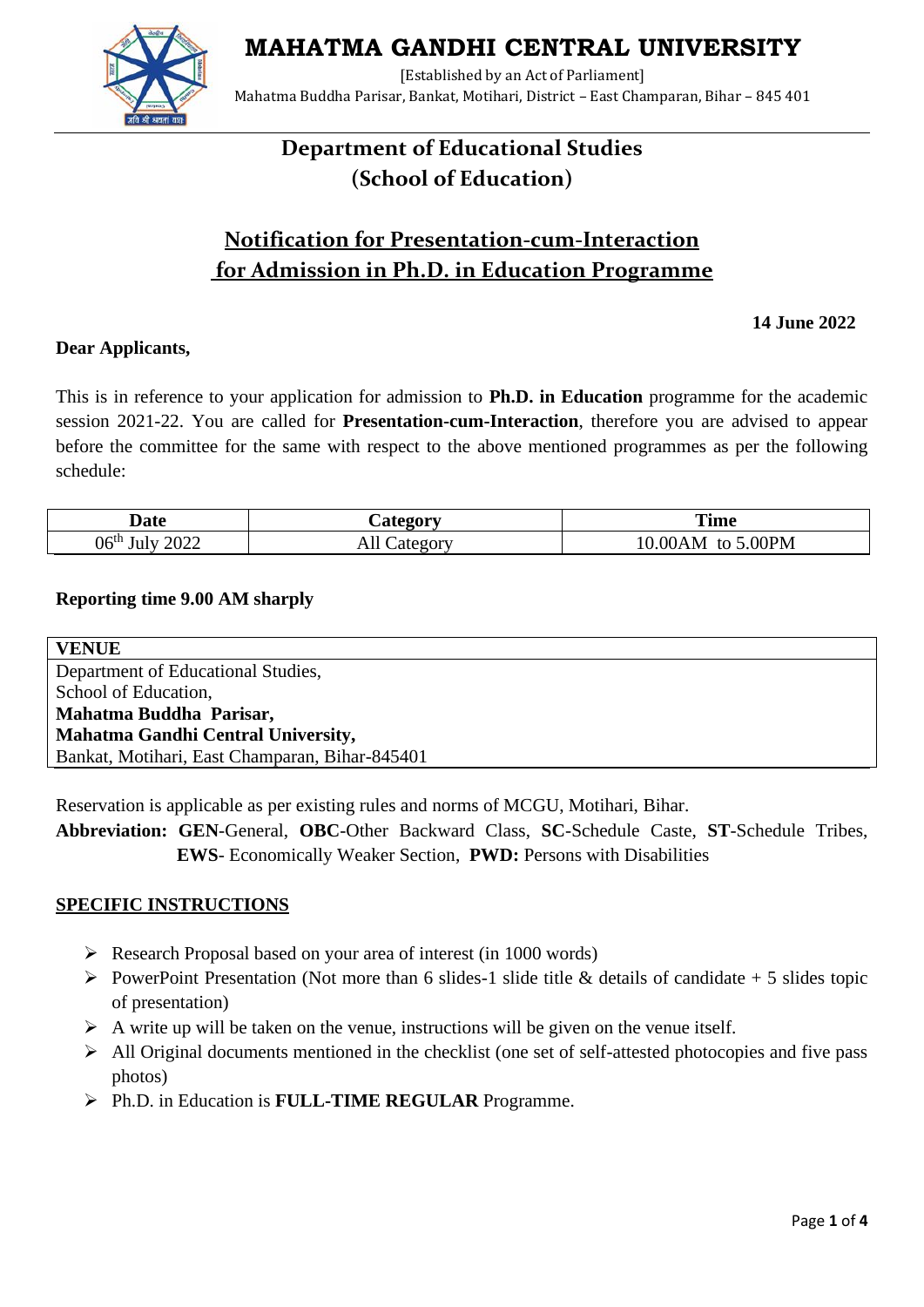# MAHATMA GANDHI CENTRAL UNIVERSITY

[Established by an Act of Parliament]

Mahatma Buddha Parisar, Bankat, Motihari, District – East Champaran, Bihar – 845 401

## Department of Educational Studies
## (School of Education)

## Notification for Presentation-cum-Interaction for Admission in Ph.D. in Education Programme

**14 June 2022**

**Dear Applicants,**

This is in reference to your application for admission to **Ph.D. in Education** programme for the academic session 2021-22. You are called for **Presentation-cum-Interaction**, therefore you are advised to appear before the committee for the same with respect to the above mentioned programmes as per the following schedule:

| Date | Category | Time |
|---|---|---|
| 06th July 2022 | All Category | 10.00AM to 5.00PM |

**Reporting time 9.00 AM sharply**

| VENUE |
|---|
| Department of Educational Studies,<br>School of Education,<br>**Mahatma Buddha Parisar,**<br>**Mahatma Gandhi Central University,**<br>Bankat, Motihari, East Champaran, Bihar-845401 |

Reservation is applicable as per existing rules and norms of MCGU, Motihari, Bihar.

**Abbreviation: GEN**-General, **OBC**-Other Backward Class, **SC**-Schedule Caste, **ST**-Schedule Tribes, **EWS**- Economically Weaker Section, **PWD:** Persons with Disabilities

**SPECIFIC INSTRUCTIONS**

- Research Proposal based on your area of interest (in 1000 words)
- PowerPoint Presentation (Not more than 6 slides-1 slide title & details of candidate + 5 slides topic of presentation)
- A write up will be taken on the venue, instructions will be given on the venue itself.
- All Original documents mentioned in the checklist (one set of self-attested photocopies and five pass photos)
- Ph.D. in Education is **FULL-TIME REGULAR** Programme.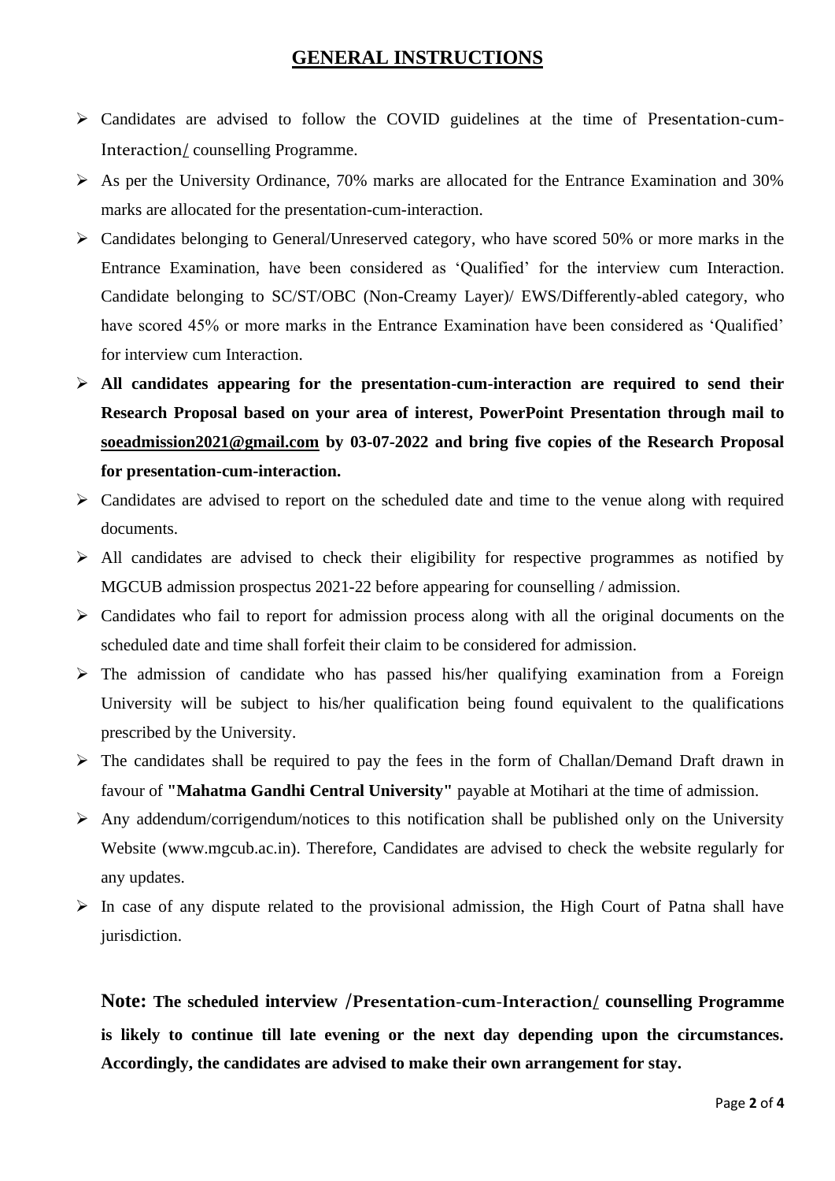## GENERAL INSTRUCTIONS

- Candidates are advised to follow the COVID guidelines at the time of Presentation-cum-Interaction/ counselling Programme.
- As per the University Ordinance, 70% marks are allocated for the Entrance Examination and 30% marks are allocated for the presentation-cum-interaction.
- Candidates belonging to General/Unreserved category, who have scored 50% or more marks in the Entrance Examination, have been considered as 'Qualified' for the interview cum Interaction. Candidate belonging to SC/ST/OBC (Non-Creamy Layer)/ EWS/Differently-abled category, who have scored 45% or more marks in the Entrance Examination have been considered as 'Qualified' for interview cum Interaction.
- **All candidates appearing for the presentation-cum-interaction are required to send their Research Proposal based on your area of interest, PowerPoint Presentation through mail to soeadmission2021@gmail.com by 03-07-2022 and bring five copies of the Research Proposal for presentation-cum-interaction.**
- Candidates are advised to report on the scheduled date and time to the venue along with required documents.
- All candidates are advised to check their eligibility for respective programmes as notified by MGCUB admission prospectus 2021-22 before appearing for counselling / admission.
- Candidates who fail to report for admission process along with all the original documents on the scheduled date and time shall forfeit their claim to be considered for admission.
- The admission of candidate who has passed his/her qualifying examination from a Foreign University will be subject to his/her qualification being found equivalent to the qualifications prescribed by the University.
- The candidates shall be required to pay the fees in the form of Challan/Demand Draft drawn in favour of **"Mahatma Gandhi Central University"** payable at Motihari at the time of admission.
- Any addendum/corrigendum/notices to this notification shall be published only on the University Website (www.mgcub.ac.in). Therefore, Candidates are advised to check the website regularly for any updates.
- In case of any dispute related to the provisional admission, the High Court of Patna shall have jurisdiction.

**Note: The scheduled interview /Presentation-cum-Interaction/ counselling Programme is likely to continue till late evening or the next day depending upon the circumstances. Accordingly, the candidates are advised to make their own arrangement for stay.**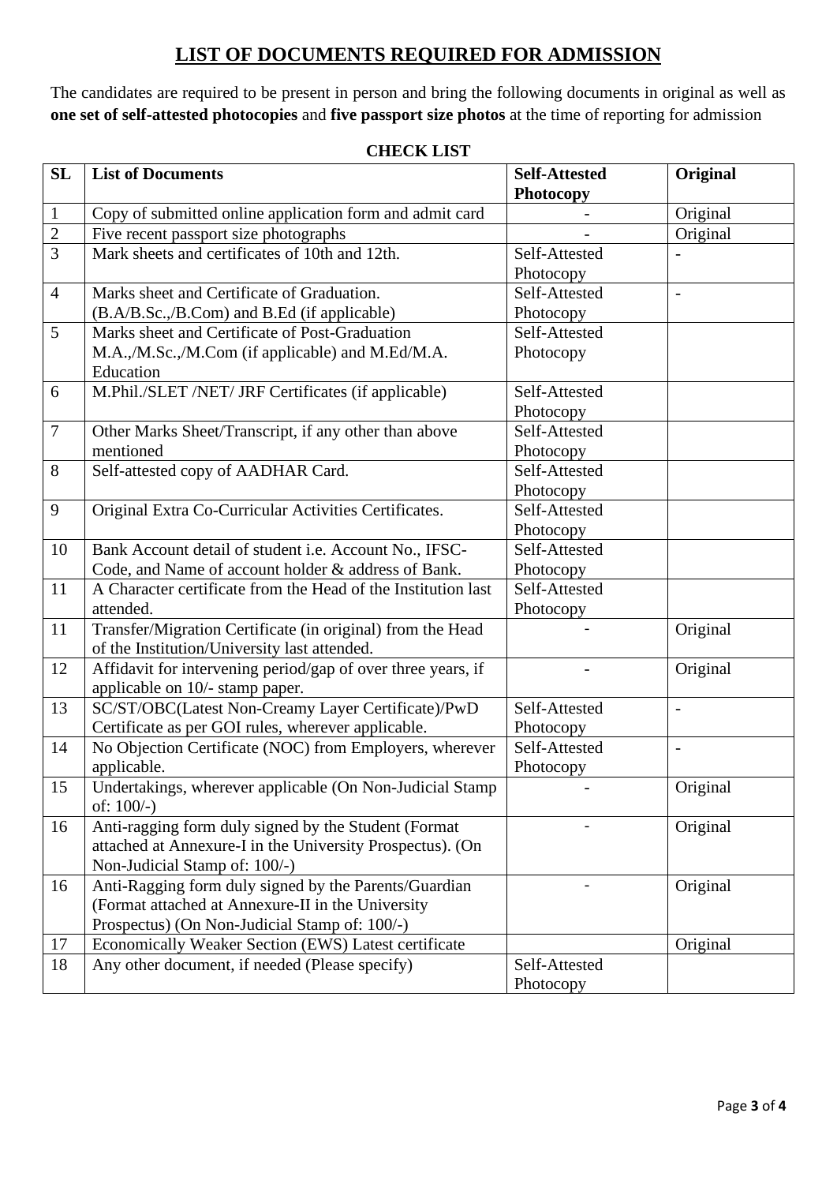# LIST OF DOCUMENTS REQUIRED FOR ADMISSION

The candidates are required to be present in person and bring the following documents in original as well as **one set of self-attested photocopies** and **five passport size photos** at the time of reporting for admission

**CHECK LIST**

| SL | List of Documents | Self-Attested Photocopy | Original |
|---|---|---|---|
| 1 | Copy of submitted online application form and admit card | - | Original |
| 2 | Five recent passport size photographs | - | Original |
| 3 | Mark sheets and certificates of 10th and 12th. | Self-Attested Photocopy | - |
| 4 | Marks sheet and Certificate of Graduation. (B.A/B.Sc.,/B.Com) and B.Ed (if applicable) | Self-Attested Photocopy | - |
| 5 | Marks sheet and Certificate of Post-Graduation M.A.,/M.Sc.,/M.Com (if applicable) and M.Ed/M.A. Education | Self-Attested Photocopy | |
| 6 | M.Phil./SLET /NET/ JRF Certificates (if applicable) | Self-Attested Photocopy | |
| 7 | Other Marks Sheet/Transcript, if any other than above mentioned | Self-Attested Photocopy | |
| 8 | Self-attested copy of AADHAR Card. | Self-Attested Photocopy | |
| 9 | Original Extra Co-Curricular Activities Certificates. | Self-Attested Photocopy | |
| 10 | Bank Account detail of student i.e. Account No., IFSC-Code, and Name of account holder & address of Bank. | Self-Attested Photocopy | |
| 11 | A Character certificate from the Head of the Institution last attended. | Self-Attested Photocopy | |
| 11 | Transfer/Migration Certificate (in original) from the Head of the Institution/University last attended. | - | Original |
| 12 | Affidavit for intervening period/gap of over three years, if applicable on 10/- stamp paper. | - | Original |
| 13 | SC/ST/OBC(Latest Non-Creamy Layer Certificate)/PwD Certificate as per GOI rules, wherever applicable. | Self-Attested Photocopy | - |
| 14 | No Objection Certificate (NOC) from Employers, wherever applicable. | Self-Attested Photocopy | - |
| 15 | Undertakings, wherever applicable (On Non-Judicial Stamp of: 100/-) | - | Original |
| 16 | Anti-ragging form duly signed by the Student (Format attached at Annexure-I in the University Prospectus). (On Non-Judicial Stamp of: 100/-) | - | Original |
| 16 | Anti-Ragging form duly signed by the Parents/Guardian (Format attached at Annexure-II in the University Prospectus) (On Non-Judicial Stamp of: 100/-) | - | Original |
| 17 | Economically Weaker Section (EWS) Latest certificate | | Original |
| 18 | Any other document, if needed (Please specify) | Self-Attested Photocopy | |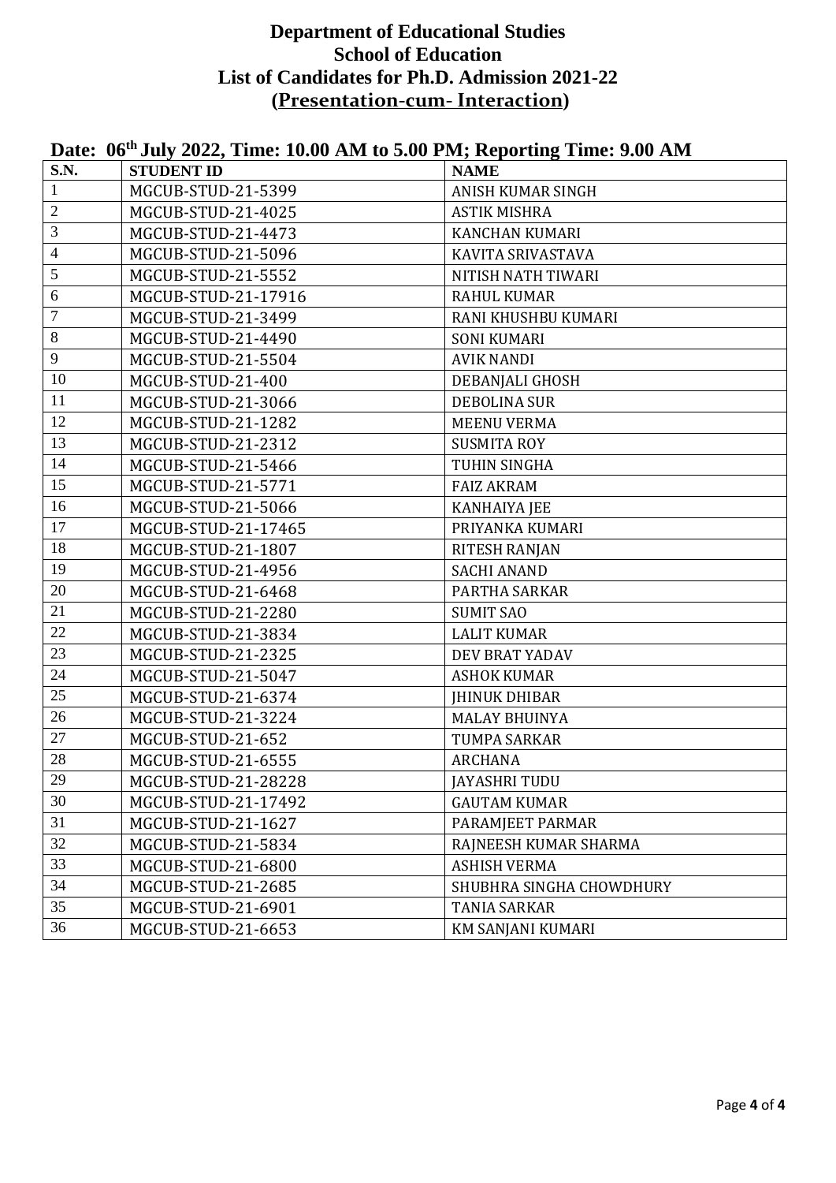# Department of Educational Studies
# School of Education
# List of Candidates for Ph.D. Admission 2021-22
# (Presentation-cum- Interaction)

**Date: 06th July 2022, Time: 10.00 AM to 5.00 PM; Reporting Time: 9.00 AM**

| S.N. | STUDENT ID | NAME |
|---|---|---|
| 1 | MGCUB-STUD-21-5399 | ANISH KUMAR SINGH |
| 2 | MGCUB-STUD-21-4025 | ASTIK MISHRA |
| 3 | MGCUB-STUD-21-4473 | KANCHAN KUMARI |
| 4 | MGCUB-STUD-21-5096 | KAVITA SRIVASTAVA |
| 5 | MGCUB-STUD-21-5552 | NITISH NATH TIWARI |
| 6 | MGCUB-STUD-21-17916 | RAHUL KUMAR |
| 7 | MGCUB-STUD-21-3499 | RANI KHUSHBU KUMARI |
| 8 | MGCUB-STUD-21-4490 | SONI KUMARI |
| 9 | MGCUB-STUD-21-5504 | AVIK NANDI |
| 10 | MGCUB-STUD-21-400 | DEBANJALI GHOSH |
| 11 | MGCUB-STUD-21-3066 | DEBOLINA SUR |
| 12 | MGCUB-STUD-21-1282 | MEENU VERMA |
| 13 | MGCUB-STUD-21-2312 | SUSMITA ROY |
| 14 | MGCUB-STUD-21-5466 | TUHIN SINGHA |
| 15 | MGCUB-STUD-21-5771 | FAIZ AKRAM |
| 16 | MGCUB-STUD-21-5066 | KANHAIYA JEE |
| 17 | MGCUB-STUD-21-17465 | PRIYANKA KUMARI |
| 18 | MGCUB-STUD-21-1807 | RITESH RANJAN |
| 19 | MGCUB-STUD-21-4956 | SACHI ANAND |
| 20 | MGCUB-STUD-21-6468 | PARTHA SARKAR |
| 21 | MGCUB-STUD-21-2280 | SUMIT SAO |
| 22 | MGCUB-STUD-21-3834 | LALIT KUMAR |
| 23 | MGCUB-STUD-21-2325 | DEV BRAT YADAV |
| 24 | MGCUB-STUD-21-5047 | ASHOK KUMAR |
| 25 | MGCUB-STUD-21-6374 | JHINUK DHIBAR |
| 26 | MGCUB-STUD-21-3224 | MALAY BHUINYA |
| 27 | MGCUB-STUD-21-652 | TUMPA SARKAR |
| 28 | MGCUB-STUD-21-6555 | ARCHANA |
| 29 | MGCUB-STUD-21-28228 | JAYASHRI TUDU |
| 30 | MGCUB-STUD-21-17492 | GAUTAM KUMAR |
| 31 | MGCUB-STUD-21-1627 | PARAMJEET PARMAR |
| 32 | MGCUB-STUD-21-5834 | RAJNEESH KUMAR SHARMA |
| 33 | MGCUB-STUD-21-6800 | ASHISH VERMA |
| 34 | MGCUB-STUD-21-2685 | SHUBHRA SINGHA CHOWDHURY |
| 35 | MGCUB-STUD-21-6901 | TANIA SARKAR |
| 36 | MGCUB-STUD-21-6653 | KM SANJANI KUMARI |